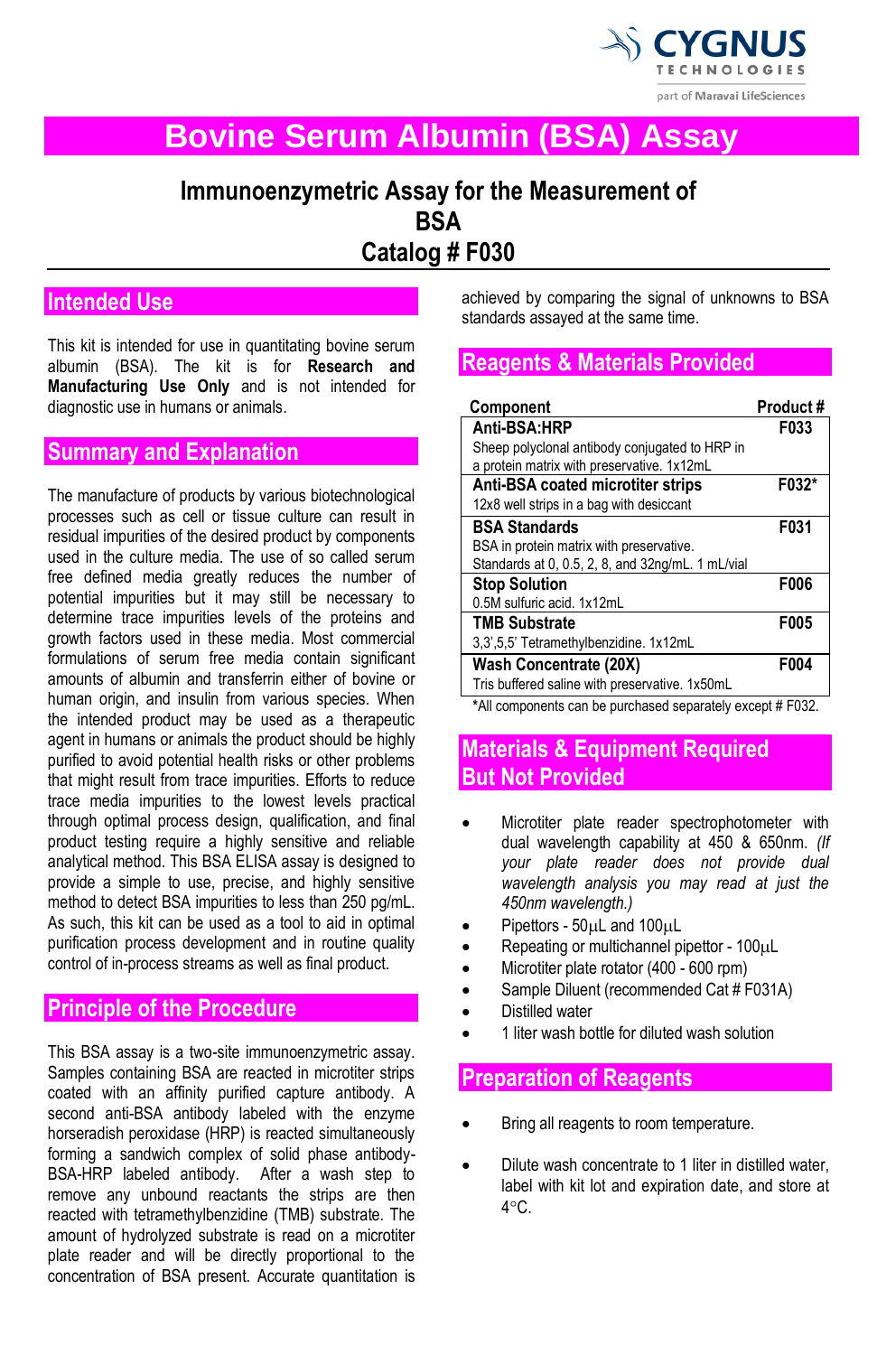# Bovine Serum Albumin (BSA) Assay

## Immunoenzymetric Assay for the Measurement of BSA
## Catalog # F030

## Intended Use

This kit is intended for use in quantitating bovine serum albumin (BSA). The kit is for **Research and Manufacturing Use Only** and is not intended for diagnostic use in humans or animals.

## Summary and Explanation

The manufacture of products by various biotechnological processes such as cell or tissue culture can result in residual impurities of the desired product by components used in the culture media. The use of so called serum free defined media greatly reduces the number of potential impurities but it may still be necessary to determine trace impurities levels of the proteins and growth factors used in these media. Most commercial formulations of serum free media contain significant amounts of albumin and transferrin either of bovine or human origin, and insulin from various species. When the intended product may be used as a therapeutic agent in humans or animals the product should be highly purified to avoid potential health risks or other problems that might result from trace impurities. Efforts to reduce trace media impurities to the lowest levels practical through optimal process design, qualification, and final product testing require a highly sensitive and reliable analytical method. This BSA ELISA assay is designed to provide a simple to use, precise, and highly sensitive method to detect BSA impurities to less than 250 pg/mL. As such, this kit can be used as a tool to aid in optimal purification process development and in routine quality control of in-process streams as well as final product.

## Principle of the Procedure

This BSA assay is a two-site immunoenzymetric assay. Samples containing BSA are reacted in microtiter strips coated with an affinity purified capture antibody. A second anti-BSA antibody labeled with the enzyme horseradish peroxidase (HRP) is reacted simultaneously forming a sandwich complex of solid phase antibody-BSA-HRP labeled antibody. After a wash step to remove any unbound reactants the strips are then reacted with tetramethylbenzidine (TMB) substrate. The amount of hydrolyzed substrate is read on a microtiter plate reader and will be directly proportional to the concentration of BSA present. Accurate quantitation is achieved by comparing the signal of unknowns to BSA standards assayed at the same time.

## Reagents & Materials Provided

| Component | Product # |
|---|---|
| **Anti-BSA:HRP**<br>Sheep polyclonal antibody conjugated to HRP in a protein matrix with preservative. 1x12mL | F033 |
| **Anti-BSA coated microtiter strips**<br>12x8 well strips in a bag with desiccant | F032* |
| **BSA Standards**<br>BSA in protein matrix with preservative. Standards at 0, 0.5, 2, 8, and 32ng/mL. 1 mL/vial | F031 |
| **Stop Solution**<br>0.5M sulfuric acid. 1x12mL | F006 |
| **TMB Substrate**<br>3,3',5,5' Tetramethylbenzidine. 1x12mL | F005 |
| **Wash Concentrate (20X)**<br>Tris buffered saline with preservative. 1x50mL | F004 |

*All components can be purchased separately except # F032.

## Materials & Equipment Required But Not Provided

- Microtiter plate reader spectrophotometer with dual wavelength capability at 450 & 650nm. *(If your plate reader does not provide dual wavelength analysis you may read at just the 450nm wavelength.)*
- Pipettors - 50µL and 100µL
- Repeating or multichannel pipettor - 100µL
- Microtiter plate rotator (400 - 600 rpm)
- Sample Diluent (recommended Cat # F031A)
- Distilled water
- 1 liter wash bottle for diluted wash solution

## Preparation of Reagents

- Bring all reagents to room temperature.
- Dilute wash concentrate to 1 liter in distilled water, label with kit lot and expiration date, and store at 4°C.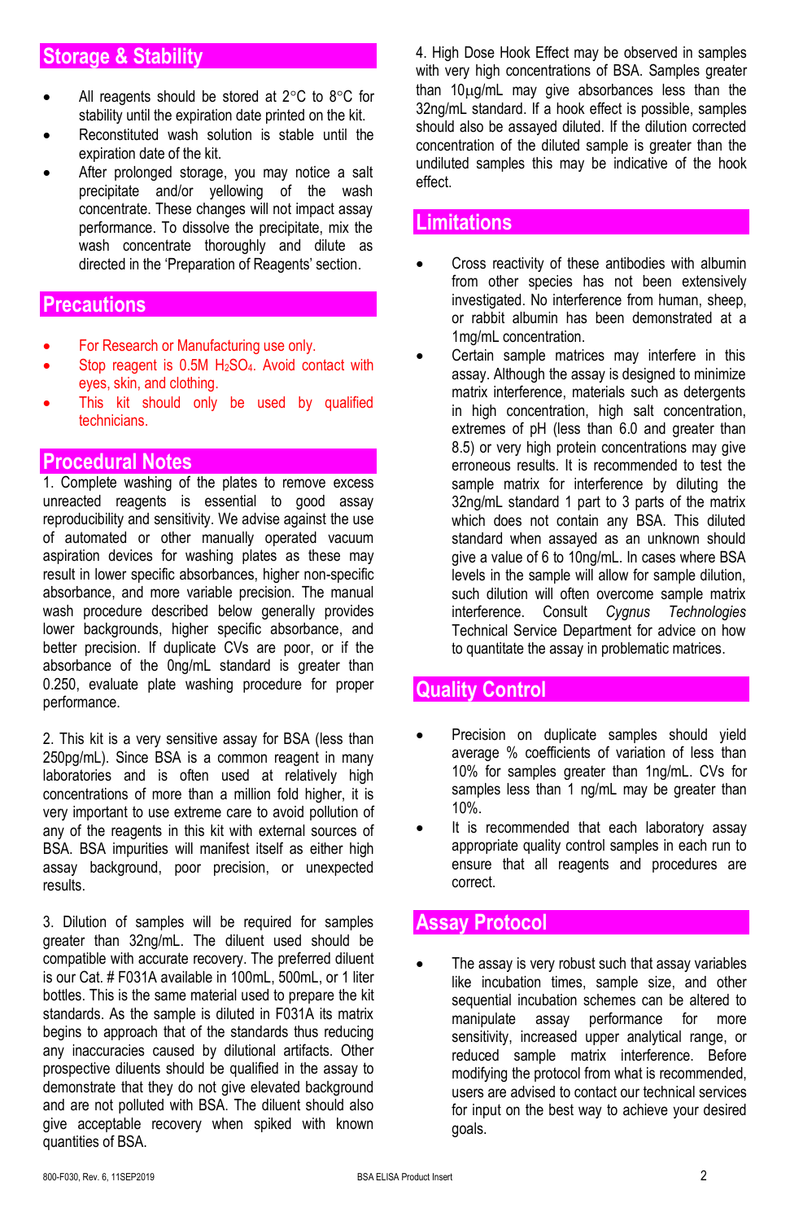## Storage & Stability

- All reagents should be stored at 2°C to 8°C for stability until the expiration date printed on the kit.
- Reconstituted wash solution is stable until the expiration date of the kit.
- After prolonged storage, you may notice a salt precipitate and/or yellowing of the wash concentrate. These changes will not impact assay performance. To dissolve the precipitate, mix the wash concentrate thoroughly and dilute as directed in the 'Preparation of Reagents' section.

## Precautions

- For Research or Manufacturing use only.
- Stop reagent is 0.5M $H_2SO_4$. Avoid contact with eyes, skin, and clothing.
- This kit should only be used by qualified technicians.

## Procedural Notes

1. Complete washing of the plates to remove excess unreacted reagents is essential to good assay reproducibility and sensitivity. We advise against the use of automated or other manually operated vacuum aspiration devices for washing plates as these may result in lower specific absorbances, higher non-specific absorbance, and more variable precision. The manual wash procedure described below generally provides lower backgrounds, higher specific absorbance, and better precision. If duplicate CVs are poor, or if the absorbance of the 0ng/mL standard is greater than 0.250, evaluate plate washing procedure for proper performance.

2. This kit is a very sensitive assay for BSA (less than 250pg/mL). Since BSA is a common reagent in many laboratories and is often used at relatively high concentrations of more than a million fold higher, it is very important to use extreme care to avoid pollution of any of the reagents in this kit with external sources of BSA. BSA impurities will manifest itself as either high assay background, poor precision, or unexpected results.

3. Dilution of samples will be required for samples greater than 32ng/mL. The diluent used should be compatible with accurate recovery. The preferred diluent is our Cat. # F031A available in 100mL, 500mL, or 1 liter bottles. This is the same material used to prepare the kit standards. As the sample is diluted in F031A its matrix begins to approach that of the standards thus reducing any inaccuracies caused by dilutional artifacts. Other prospective diluents should be qualified in the assay to demonstrate that they do not give elevated background and are not polluted with BSA. The diluent should also give acceptable recovery when spiked with known quantities of BSA.

4. High Dose Hook Effect may be observed in samples with very high concentrations of BSA. Samples greater than 10μg/mL may give absorbances less than the 32ng/mL standard. If a hook effect is possible, samples should also be assayed diluted. If the dilution corrected concentration of the diluted sample is greater than the undiluted samples this may be indicative of the hook effect.

## Limitations

- Cross reactivity of these antibodies with albumin from other species has not been extensively investigated. No interference from human, sheep, or rabbit albumin has been demonstrated at a 1mg/mL concentration.
- Certain sample matrices may interfere in this assay. Although the assay is designed to minimize matrix interference, materials such as detergents in high concentration, high salt concentration, extremes of pH (less than 6.0 and greater than 8.5) or very high protein concentrations may give erroneous results. It is recommended to test the sample matrix for interference by diluting the 32ng/mL standard 1 part to 3 parts of the matrix which does not contain any BSA. This diluted standard when assayed as an unknown should give a value of 6 to 10ng/mL. In cases where BSA levels in the sample will allow for sample dilution, such dilution will often overcome sample matrix interference. Consult *Cygnus Technologies* Technical Service Department for advice on how to quantitate the assay in problematic matrices.

## Quality Control

- Precision on duplicate samples should yield average % coefficients of variation of less than 10% for samples greater than 1ng/mL. CVs for samples less than 1 ng/mL may be greater than 10%.
- It is recommended that each laboratory assay appropriate quality control samples in each run to ensure that all reagents and procedures are correct.

## Assay Protocol

- The assay is very robust such that assay variables like incubation times, sample size, and other sequential incubation schemes can be altered to manipulate assay performance for more sensitivity, increased upper analytical range, or reduced sample matrix interference. Before modifying the protocol from what is recommended, users are advised to contact our technical services for input on the best way to achieve your desired goals.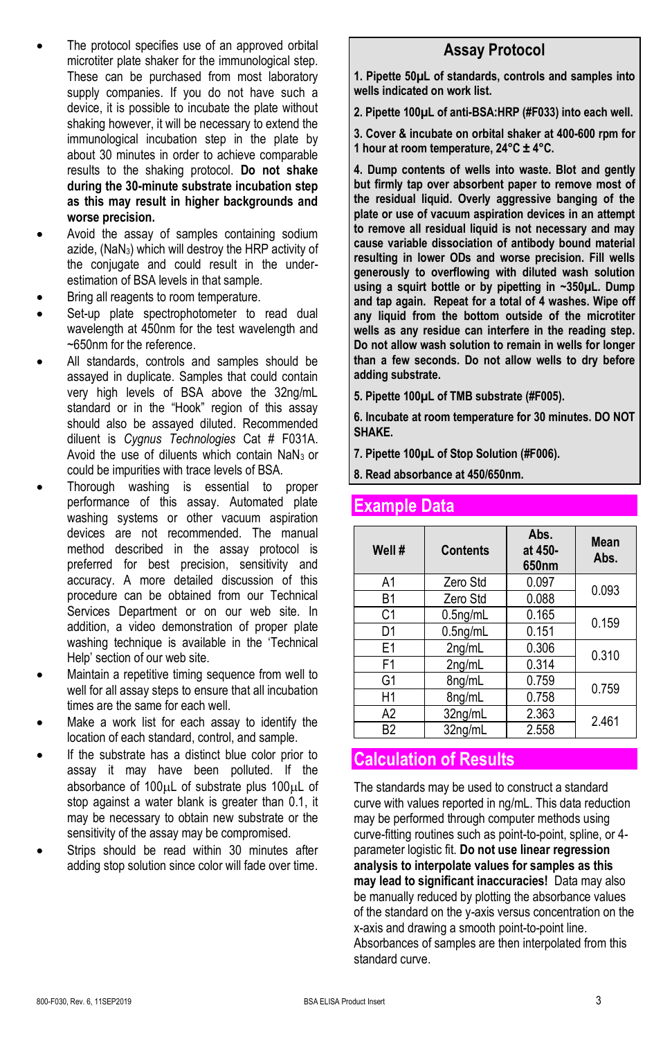- The protocol specifies use of an approved orbital microtiter plate shaker for the immunological step. These can be purchased from most laboratory supply companies. If you do not have such a device, it is possible to incubate the plate without shaking however, it will be necessary to extend the immunological incubation step in the plate by about 30 minutes in order to achieve comparable results to the shaking protocol. **Do not shake during the 30-minute substrate incubation step as this may result in higher backgrounds and worse precision.**
- Avoid the assay of samples containing sodium azide, ($NaN_3$) which will destroy the HRP activity of the conjugate and could result in the under-estimation of BSA levels in that sample.
- Bring all reagents to room temperature.
- Set-up plate spectrophotometer to read dual wavelength at 450nm for the test wavelength and ~650nm for the reference.
- All standards, controls and samples should be assayed in duplicate. Samples that could contain very high levels of BSA above the 32ng/mL standard or in the "Hook" region of this assay should also be assayed diluted. Recommended diluent is *Cygnus Technologies* Cat # F031A. Avoid the use of diluents which contain $NaN_3$ or could be impurities with trace levels of BSA.
- Thorough washing is essential to proper performance of this assay. Automated plate washing systems or other vacuum aspiration devices are not recommended. The manual method described in the assay protocol is preferred for best precision, sensitivity and accuracy. A more detailed discussion of this procedure can be obtained from our Technical Services Department or on our web site. In addition, a video demonstration of proper plate washing technique is available in the 'Technical Help' section of our web site.
- Maintain a repetitive timing sequence from well to well for all assay steps to ensure that all incubation times are the same for each well.
- Make a work list for each assay to identify the location of each standard, control, and sample.
- If the substrate has a distinct blue color prior to assay it may have been polluted. If the absorbance of 100µL of substrate plus 100µL of stop against a water blank is greater than 0.1, it may be necessary to obtain new substrate or the sensitivity of the assay may be compromised.
- Strips should be read within 30 minutes after adding stop solution since color will fade over time.

## Assay Protocol

**1. Pipette 50µL of standards, controls and samples into wells indicated on work list.**

**2. Pipette 100µL of anti-BSA:HRP (#F033) into each well.**

**3. Cover & incubate on orbital shaker at 400-600 rpm for 1 hour at room temperature, 24°C ± 4°C.**

**4. Dump contents of wells into waste. Blot and gently but firmly tap over absorbent paper to remove most of the residual liquid. Overly aggressive banging of the plate or use of vacuum aspiration devices in an attempt to remove all residual liquid is not necessary and may cause variable dissociation of antibody bound material resulting in lower ODs and worse precision. Fill wells generously to overflowing with diluted wash solution using a squirt bottle or by pipetting in ~350µL. Dump and tap again. Repeat for a total of 4 washes. Wipe off any liquid from the bottom outside of the microtiter wells as any residue can interfere in the reading step. Do not allow wash solution to remain in wells for longer than a few seconds. Do not allow wells to dry before adding substrate.**

**5. Pipette 100µL of TMB substrate (#F005).**

**6. Incubate at room temperature for 30 minutes. DO NOT SHAKE.**

**7. Pipette 100µL of Stop Solution (#F006).**

**8. Read absorbance at 450/650nm.**

## Example Data

| Well # | Contents | Abs. at 450-650nm | Mean Abs. |
|---|---|---|---|
| A1 | Zero Std | 0.097 | 0.093 |
| B1 | Zero Std | 0.088 | |
| C1 | 0.5ng/mL | 0.165 | 0.159 |
| D1 | 0.5ng/mL | 0.151 | |
| E1 | 2ng/mL | 0.306 | 0.310 |
| F1 | 2ng/mL | 0.314 | |
| G1 | 8ng/mL | 0.759 | 0.759 |
| H1 | 8ng/mL | 0.758 | |
| A2 | 32ng/mL | 2.363 | 2.461 |
| B2 | 32ng/mL | 2.558 | |

## Calculation of Results

The standards may be used to construct a standard curve with values reported in ng/mL. This data reduction may be performed through computer methods using curve-fitting routines such as point-to-point, spline, or 4-parameter logistic fit. **Do not use linear regression analysis to interpolate values for samples as this may lead to significant inaccuracies!** Data may also be manually reduced by plotting the absorbance values of the standard on the y-axis versus concentration on the x-axis and drawing a smooth point-to-point line. Absorbances of samples are then interpolated from this standard curve.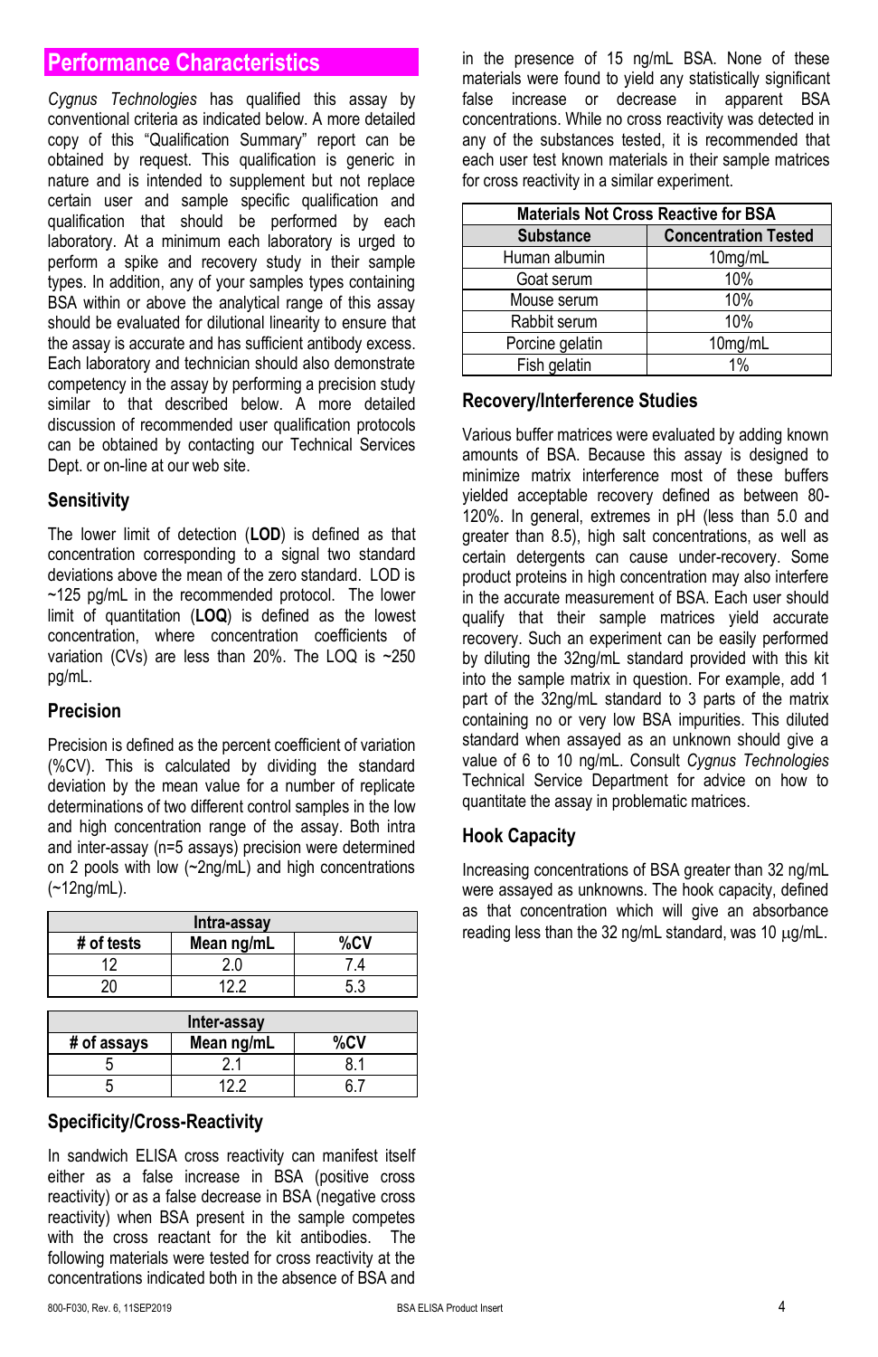## Performance Characteristics

*Cygnus Technologies* has qualified this assay by conventional criteria as indicated below. A more detailed copy of this "Qualification Summary" report can be obtained by request. This qualification is generic in nature and is intended to supplement but not replace certain user and sample specific qualification and qualification that should be performed by each laboratory. At a minimum each laboratory is urged to perform a spike and recovery study in their sample types. In addition, any of your samples types containing BSA within or above the analytical range of this assay should be evaluated for dilutional linearity to ensure that the assay is accurate and has sufficient antibody excess. Each laboratory and technician should also demonstrate competency in the assay by performing a precision study similar to that described below. A more detailed discussion of recommended user qualification protocols can be obtained by contacting our Technical Services Dept. or on-line at our web site.

### Sensitivity

The lower limit of detection (**LOD**) is defined as that concentration corresponding to a signal two standard deviations above the mean of the zero standard. LOD is ~125 pg/mL in the recommended protocol. The lower limit of quantitation (**LOQ**) is defined as the lowest concentration, where concentration coefficients of variation (CVs) are less than 20%. The LOQ is ~250 pg/mL.

### Precision

Precision is defined as the percent coefficient of variation (%CV). This is calculated by dividing the standard deviation by the mean value for a number of replicate determinations of two different control samples in the low and high concentration range of the assay. Both intra and inter-assay (n=5 assays) precision were determined on 2 pools with low (~2ng/mL) and high concentrations (~12ng/mL).

| Intra-assay | | |
|---|---|---|
| # of tests | Mean ng/mL | %CV |
| 12 | 2.0 | 7.4 |
| 20 | 12.2 | 5.3 |

| Inter-assay | | |
|---|---|---|
| # of assays | Mean ng/mL | %CV |
| 5 | 2.1 | 8.1 |
| 5 | 12.2 | 6.7 |

### Specificity/Cross-Reactivity

In sandwich ELISA cross reactivity can manifest itself either as a false increase in BSA (positive cross reactivity) or as a false decrease in BSA (negative cross reactivity) when BSA present in the sample competes with the cross reactant for the kit antibodies. The following materials were tested for cross reactivity at the concentrations indicated both in the absence of BSA and in the presence of 15 ng/mL BSA. None of these materials were found to yield any statistically significant false increase or decrease in apparent BSA concentrations. While no cross reactivity was detected in any of the substances tested, it is recommended that each user test known materials in their sample matrices for cross reactivity in a similar experiment.

| Materials Not Cross Reactive for BSA | |
|---|---|
| Substance | Concentration Tested |
| Human albumin | 10mg/mL |
| Goat serum | 10% |
| Mouse serum | 10% |
| Rabbit serum | 10% |
| Porcine gelatin | 10mg/mL |
| Fish gelatin | 1% |

### Recovery/Interference Studies

Various buffer matrices were evaluated by adding known amounts of BSA. Because this assay is designed to minimize matrix interference most of these buffers yielded acceptable recovery defined as between 80-120%. In general, extremes in pH (less than 5.0 and greater than 8.5), high salt concentrations, as well as certain detergents can cause under-recovery. Some product proteins in high concentration may also interfere in the accurate measurement of BSA. Each user should qualify that their sample matrices yield accurate recovery. Such an experiment can be easily performed by diluting the 32ng/mL standard provided with this kit into the sample matrix in question. For example, add 1 part of the 32ng/mL standard to 3 parts of the matrix containing no or very low BSA impurities. This diluted standard when assayed as an unknown should give a value of 6 to 10 ng/mL. Consult *Cygnus Technologies* Technical Service Department for advice on how to quantitate the assay in problematic matrices.

### Hook Capacity

Increasing concentrations of BSA greater than 32 ng/mL were assayed as unknowns. The hook capacity, defined as that concentration which will give an absorbance reading less than the 32 ng/mL standard, was 10 µg/mL.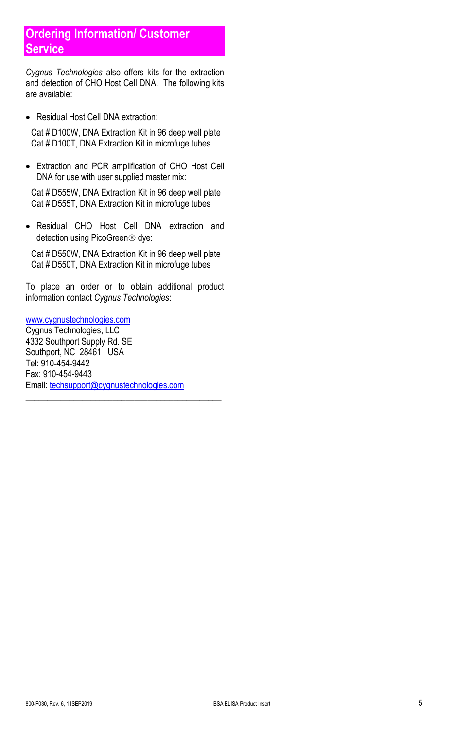## Ordering Information/ Customer Service

*Cygnus Technologies* also offers kits for the extraction and detection of CHO Host Cell DNA. The following kits are available:

- Residual Host Cell DNA extraction:

  Cat # D100W, DNA Extraction Kit in 96 deep well plate  
  Cat # D100T, DNA Extraction Kit in microfuge tubes

- Extraction and PCR amplification of CHO Host Cell DNA for use with user supplied master mix:

  Cat # D555W, DNA Extraction Kit in 96 deep well plate  
  Cat # D555T, DNA Extraction Kit in microfuge tubes

- Residual CHO Host Cell DNA extraction and detection using PicoGreen® dye:

  Cat # D550W, DNA Extraction Kit in 96 deep well plate  
  Cat # D550T, DNA Extraction Kit in microfuge tubes

To place an order or to obtain additional product information contact *Cygnus Technologies*:

www.cygnustechnologies.com  
Cygnus Technologies, LLC  
4332 Southport Supply Rd. SE  
Southport, NC 28461 USA  
Tel: 910-454-9442  
Fax: 910-454-9443  
Email: techsupport@cygnustechnologies.com

---

800-F030, Rev. 6, 11SEP2019